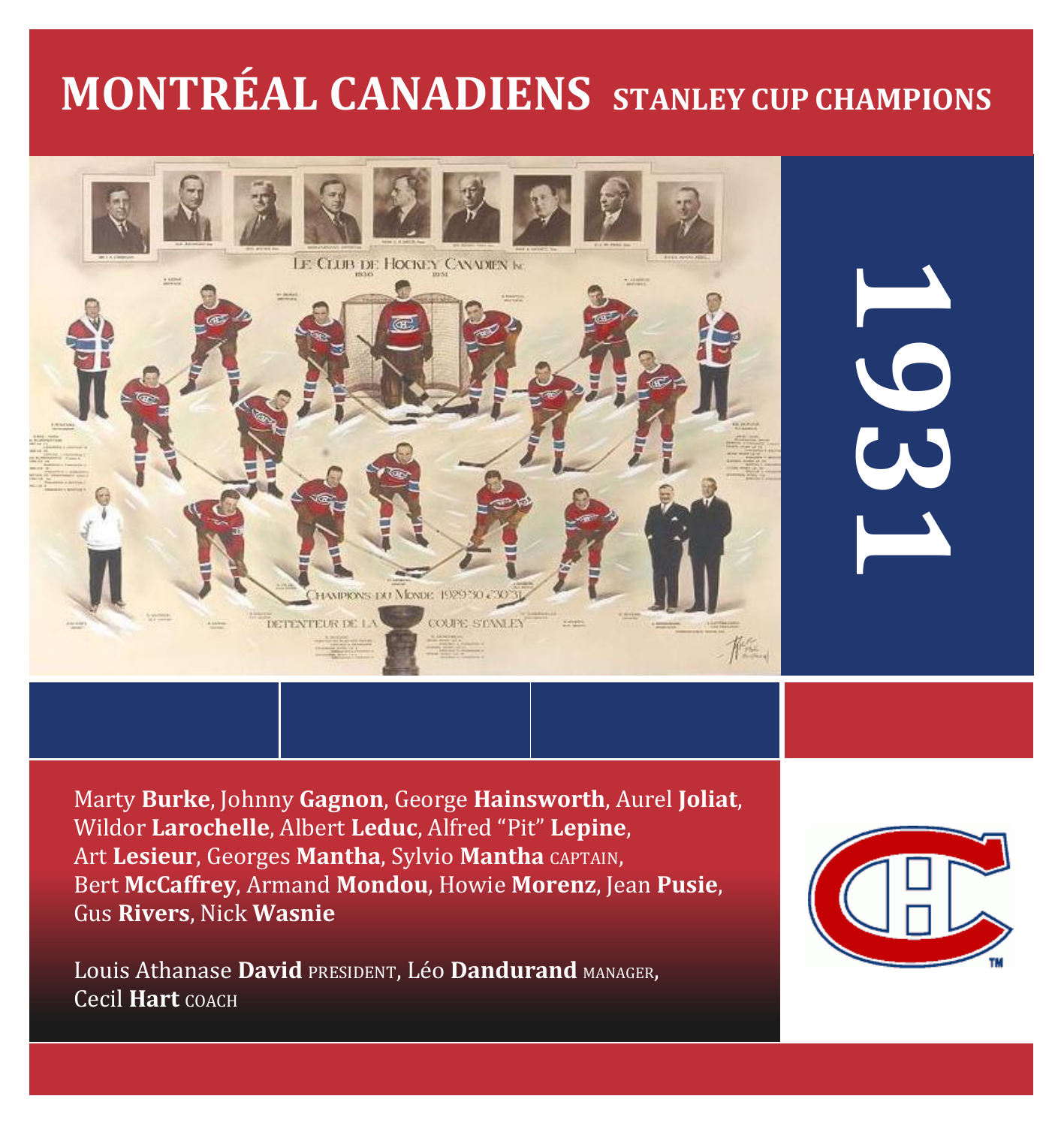# MONTRÉAL CANADIENS STANLEY CUP CHAMPIONS

## 1931

Marty **Burke**, Johnny **Gagnon**, George **Hainsworth**, Aurel **Joliat**, Wildor **Larochelle**, Albert **Leduc**, Alfred "Pit" **Lepine**, Art **Lesieur**, Georges **Mantha**, Sylvio **Mantha** CAPTAIN, Bert **McCaffrey**, Armand **Mondou**, Howie **Morenz**, Jean **Pusie**, Gus **Rivers**, Nick **Wasnie**

Louis Athanase **David** PRESIDENT, Léo **Dandurand** MANAGER, Cecil **Hart** COACH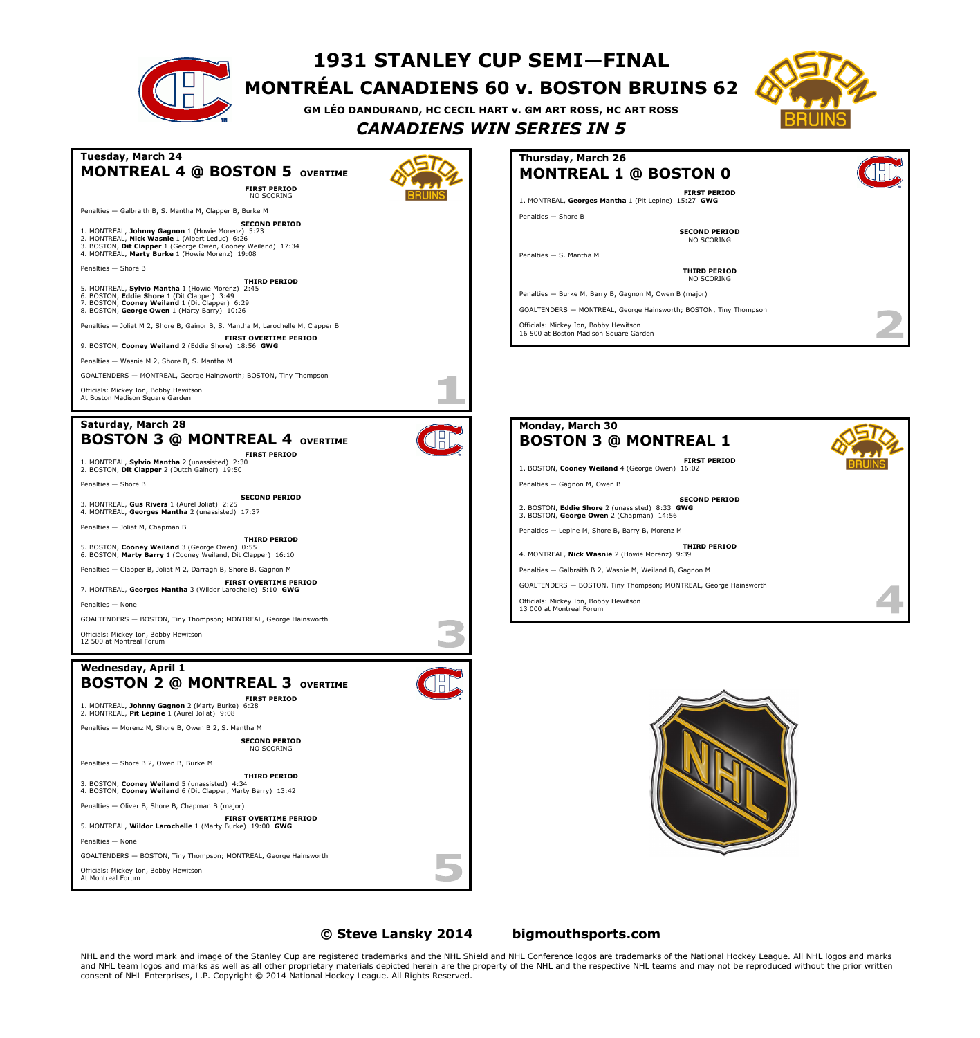# 1931 STANLEY CUP SEMI—FINAL

## MONTRÉAL CANADIENS 60 v. BOSTON BRUINS 62

GM LÉO DANDURAND, HC CECIL HART v. GM ART ROSS, HC ART ROSS

***CANADIENS WIN SERIES IN 5***

---

### Game 1

**Tuesday, March 24**

## MONTREAL 4 @ BOSTON 5 OVERTIME

**FIRST PERIOD**
NO SCORING

Penalties — Galbraith B, S. Mantha M, Clapper B, Burke M

**SECOND PERIOD**

1. MONTREAL, **Johnny Gagnon** 1 (Howie Morenz) 5:23
2. MONTREAL, **Nick Wasnie** 1 (Albert Leduc) 6:26
3. BOSTON, **Dit Clapper** 1 (George Owen, Cooney Weiland) 17:34
4. MONTREAL, **Marty Burke** 1 (Howie Morenz) 19:08

Penalties — Shore B

**THIRD PERIOD**

5. MONTREAL, **Sylvio Mantha** 1 (Howie Morenz) 2:45
6. BOSTON, **Eddie Shore** 1 (Dit Clapper) 3:49
7. BOSTON, **Cooney Weiland** 1 (Dit Clapper) 6:29
8. BOSTON, **George Owen** 1 (Marty Barry) 10:26

Penalties — Joliat M 2, Shore B, Gainor B, S. Mantha M, Larochelle M, Clapper B

**FIRST OVERTIME PERIOD**

9. BOSTON, **Cooney Weiland** 2 (Eddie Shore) 18:56 **GWG**

Penalties — Wasnie M 2, Shore B, S. Mantha M

GOALTENDERS — MONTREAL, George Hainsworth; BOSTON, Tiny Thompson

Officials: Mickey Ion, Bobby Hewitson
At Boston Madison Square Garden

---

### Game 2

**Thursday, March 26**

## MONTREAL 1 @ BOSTON 0

**FIRST PERIOD**

1. MONTREAL, **Georges Mantha** 1 (Pit Lepine) 15:27 **GWG**

Penalties — Shore B

**SECOND PERIOD**
NO SCORING

Penalties — S. Mantha M

**THIRD PERIOD**
NO SCORING

Penalties — Burke M, Barry B, Gagnon M, Owen B (major)

GOALTENDERS — MONTREAL, George Hainsworth; BOSTON, Tiny Thompson

Officials: Mickey Ion, Bobby Hewitson
16 500 at Boston Madison Square Garden

---

### Game 3

**Saturday, March 28**

## BOSTON 3 @ MONTREAL 4 OVERTIME

**FIRST PERIOD**

1. MONTREAL, **Sylvio Mantha** 2 (unassisted) 2:30
2. BOSTON, **Dit Clapper** 2 (Dutch Gainor) 19:50

Penalties — Shore B

**SECOND PERIOD**

3. MONTREAL, **Gus Rivers** 1 (Aurel Joliat) 2:25
4. MONTREAL, **Georges Mantha** 2 (unassisted) 17:37

Penalties — Joliat M, Chapman B

**THIRD PERIOD**

5. BOSTON, **Cooney Weiland** 3 (George Owen) 0:55
6. BOSTON, **Marty Barry** 1 (Cooney Weiland, Dit Clapper) 16:10

Penalties — Clapper B, Joliat M 2, Darragh B, Shore B, Gagnon M

**FIRST OVERTIME PERIOD**

7. MONTREAL, **Georges Mantha** 3 (Wildor Larochelle) 5:10 **GWG**

Penalties — None

GOALTENDERS — BOSTON, Tiny Thompson; MONTREAL, George Hainsworth

Officials: Mickey Ion, Bobby Hewitson
12 500 at Montreal Forum

---

### Game 4

**Monday, March 30**

## BOSTON 3 @ MONTREAL 1

**FIRST PERIOD**

1. BOSTON, **Cooney Weiland** 4 (George Owen) 16:02

Penalties — Gagnon M, Owen B

**SECOND PERIOD**

2. BOSTON, **Eddie Shore** 2 (unassisted) 8:33 **GWG**
3. BOSTON, **George Owen** 2 (Chapman) 14:56

Penalties — Lepine M, Shore B, Barry B, Morenz M

**THIRD PERIOD**

4. MONTREAL, **Nick Wasnie** 2 (Howie Morenz) 9:39

Penalties — Galbraith B 2, Wasnie M, Weiland B, Gagnon M

GOALTENDERS — BOSTON, Tiny Thompson; MONTREAL, George Hainsworth

Officials: Mickey Ion, Bobby Hewitson
13 000 at Montreal Forum

---

### Game 5

**Wednesday, April 1**

## BOSTON 2 @ MONTREAL 3 OVERTIME

**FIRST PERIOD**

1. MONTREAL, **Johnny Gagnon** 2 (Marty Burke) 6:28
2. MONTREAL, **Pit Lepine** 1 (Aurel Joliat) 9:08

Penalties — Morenz M, Shore B, Owen B 2, S. Mantha M

**SECOND PERIOD**
NO SCORING

Penalties — Shore B 2, Owen B, Burke M

**THIRD PERIOD**

3. BOSTON, **Cooney Weiland** 5 (unassisted) 4:34
4. BOSTON, **Cooney Weiland** 6 (Dit Clapper, Marty Barry) 13:42

Penalties — Oliver B, Shore B, Chapman B (major)

**FIRST OVERTIME PERIOD**

5. MONTREAL, **Wildor Larochelle** 1 (Marty Burke) 19:00 **GWG**

Penalties — None

GOALTENDERS — BOSTON, Tiny Thompson; MONTREAL, George Hainsworth

Officials: Mickey Ion, Bobby Hewitson
At Montreal Forum

---

**© Steve Lansky 2014** **bigmouthsports.com**

NHL and the word mark and image of the Stanley Cup are registered trademarks and the NHL Shield and NHL Conference logos are trademarks of the National Hockey League. All NHL logos and marks and NHL team logos and marks as well as all other proprietary materials depicted herein are the property of the NHL and the respective NHL teams and may not be reproduced without the prior written consent of NHL Enterprises, L.P. Copyright © 2014 National Hockey League. All Rights Reserved.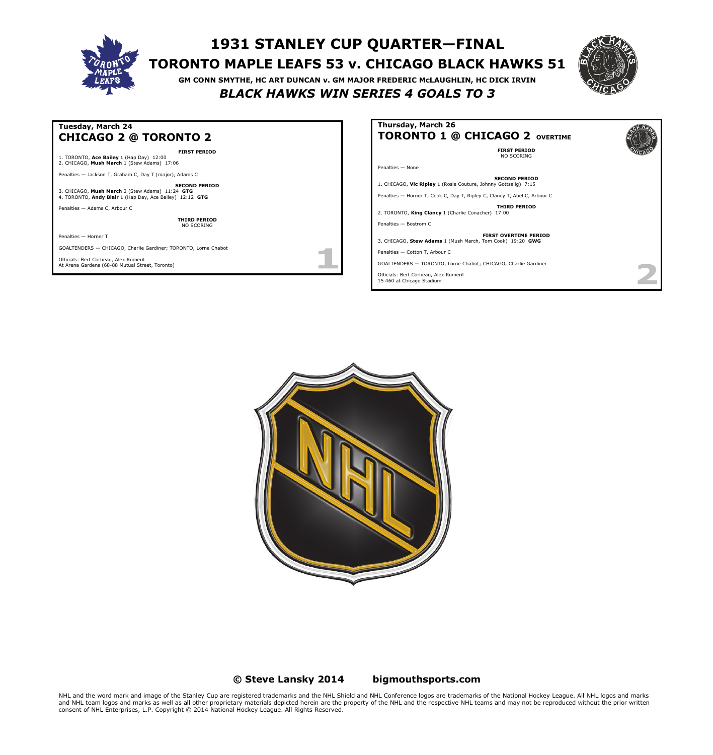# 1931 STANLEY CUP QUARTER—FINAL

## TORONTO MAPLE LEAFS 53 v. CHICAGO BLACK HAWKS 51

**GM CONN SMYTHE, HC ART DUNCAN v. GM MAJOR FREDERIC McLAUGHLIN, HC DICK IRVIN**

***BLACK HAWKS WIN SERIES 4 GOALS TO 3***

---

**Tuesday, March 24**

### CHICAGO 2 @ TORONTO 2

**FIRST PERIOD**

1. TORONTO, **Ace Bailey** 1 (Hap Day) 12:00
2. CHICAGO, **Mush March** 1 (Stew Adams) 17:06

Penalties — Jackson T, Graham C, Day T (major), Adams C

**SECOND PERIOD**

3. CHICAGO, **Mush March** 2 (Stew Adams) 11:24 **GTG**
4. TORONTO, **Andy Blair** 1 (Hap Day, Ace Bailey) 12:12 **GTG**

Penalties — Adams C, Arbour C

**THIRD PERIOD**
NO SCORING

Penalties — Horner T

GOALTENDERS — CHICAGO, Charlie Gardiner; TORONTO, Lorne Chabot

Officials: Bert Corbeau, Alex Romeril
At Arena Gardens (68-88 Mutual Street, Toronto)

1

---

**Thursday, March 26**

### TORONTO 1 @ CHICAGO 2 OVERTIME

**FIRST PERIOD**
NO SCORING

Penalties — None

**SECOND PERIOD**

1. CHICAGO, **Vic Ripley** 1 (Rosie Couture, Johnny Gottselig) 7:15

Penalties — Horner T, Cook C, Day T, Ripley C, Clancy T, Abel C, Arbour C

**THIRD PERIOD**

2. TORONTO, **King Clancy** 1 (Charlie Conacher) 17:00

Penalties — Bostrom C

**FIRST OVERTIME PERIOD**

3. CHICAGO, **Stew Adams** 1 (Mush March, Tom Cook) 19:20 **GWG**

Penalties — Cotton T, Arbour C

GOALTENDERS — TORONTO, Lorne Chabot; CHICAGO, Charlie Gardiner

Officials: Bert Corbeau, Alex Romeril
15 460 at Chicago Stadium

2

---

**© Steve Lansky 2014 bigmouthsports.com**

NHL and the word mark and image of the Stanley Cup are registered trademarks and the NHL Shield and NHL Conference logos are trademarks of the National Hockey League. All NHL logos and marks and NHL team logos and marks as well as all other proprietary materials depicted herein are the property of the NHL and the respective NHL teams and may not be reproduced without the prior written consent of NHL Enterprises, L.P. Copyright © 2014 National Hockey League. All Rights Reserved.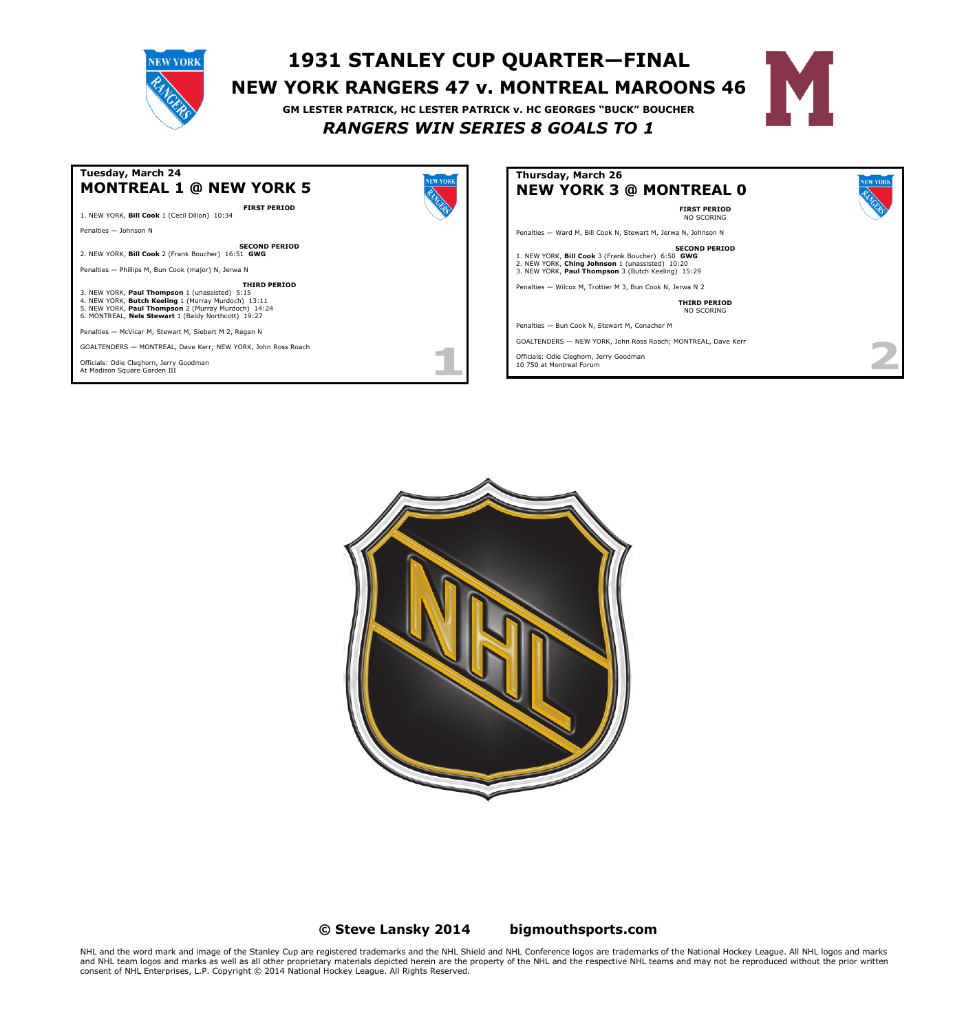# 1931 STANLEY CUP QUARTER—FINAL

## NEW YORK RANGERS 47 v. MONTREAL MAROONS 46

**GM LESTER PATRICK, HC LESTER PATRICK v. HC GEORGES "BUCK" BOUCHER**

***RANGERS WIN SERIES 8 GOALS TO 1***

---

**Tuesday, March 24**

### MONTREAL 1 @ NEW YORK 5

**FIRST PERIOD**

1. NEW YORK, **Bill Cook** 1 (Cecil Dillon) 10:34

Penalties — Johnson N

**SECOND PERIOD**

2. NEW YORK, **Bill Cook** 2 (Frank Boucher) 16:51 **GWG**

Penalties — Phillips M, Bun Cook (major) N, Jerwa N

**THIRD PERIOD**

3. NEW YORK, **Paul Thompson** 1 (unassisted) 5:15
4. NEW YORK, **Butch Keeling** 1 (Murray Murdoch) 13:11
5. NEW YORK, **Paul Thompson** 2 (Murray Murdoch) 14:24
6. MONTREAL, **Nels Stewart** 1 (Baldy Northcott) 19:27

Penalties — McVicar M, Stewart M, Siebert M 2, Regan N

GOALTENDERS — MONTREAL, Dave Kerr; NEW YORK, John Ross Roach

Officials: Odie Cleghorn, Jerry Goodman
At Madison Square Garden III

1

---

**Thursday, March 26**

### NEW YORK 3 @ MONTREAL 0

**FIRST PERIOD**
NO SCORING

Penalties — Ward M, Bill Cook N, Stewart M, Jerwa N, Johnson N

**SECOND PERIOD**

1. NEW YORK, **Bill Cook** 3 (Frank Boucher) 6:50 **GWG**
2. NEW YORK, **Ching Johnson** 1 (unassisted) 10:20
3. NEW YORK, **Paul Thompson** 3 (Butch Keeling) 15:29

Penalties — Wilcox M, Trottier M 3, Bun Cook N, Jerwa N 2

**THIRD PERIOD**
NO SCORING

Penalties — Bun Cook N, Stewart M, Conacher M

GOALTENDERS — NEW YORK, John Ross Roach; MONTREAL, Dave Kerr

Officials: Odie Cleghorn, Jerry Goodman
10 750 at Montreal Forum

2

---

**© Steve Lansky 2014 bigmouthsports.com**

NHL and the word mark and image of the Stanley Cup are registered trademarks and the NHL Shield and NHL Conference logos are trademarks of the National Hockey League. All NHL logos and marks and NHL team logos and marks as well as all other proprietary materials depicted herein are the property of the NHL and the respective NHL teams and may not be reproduced without the prior written consent of NHL Enterprises, L.P. Copyright © 2014 National Hockey League. All Rights Reserved.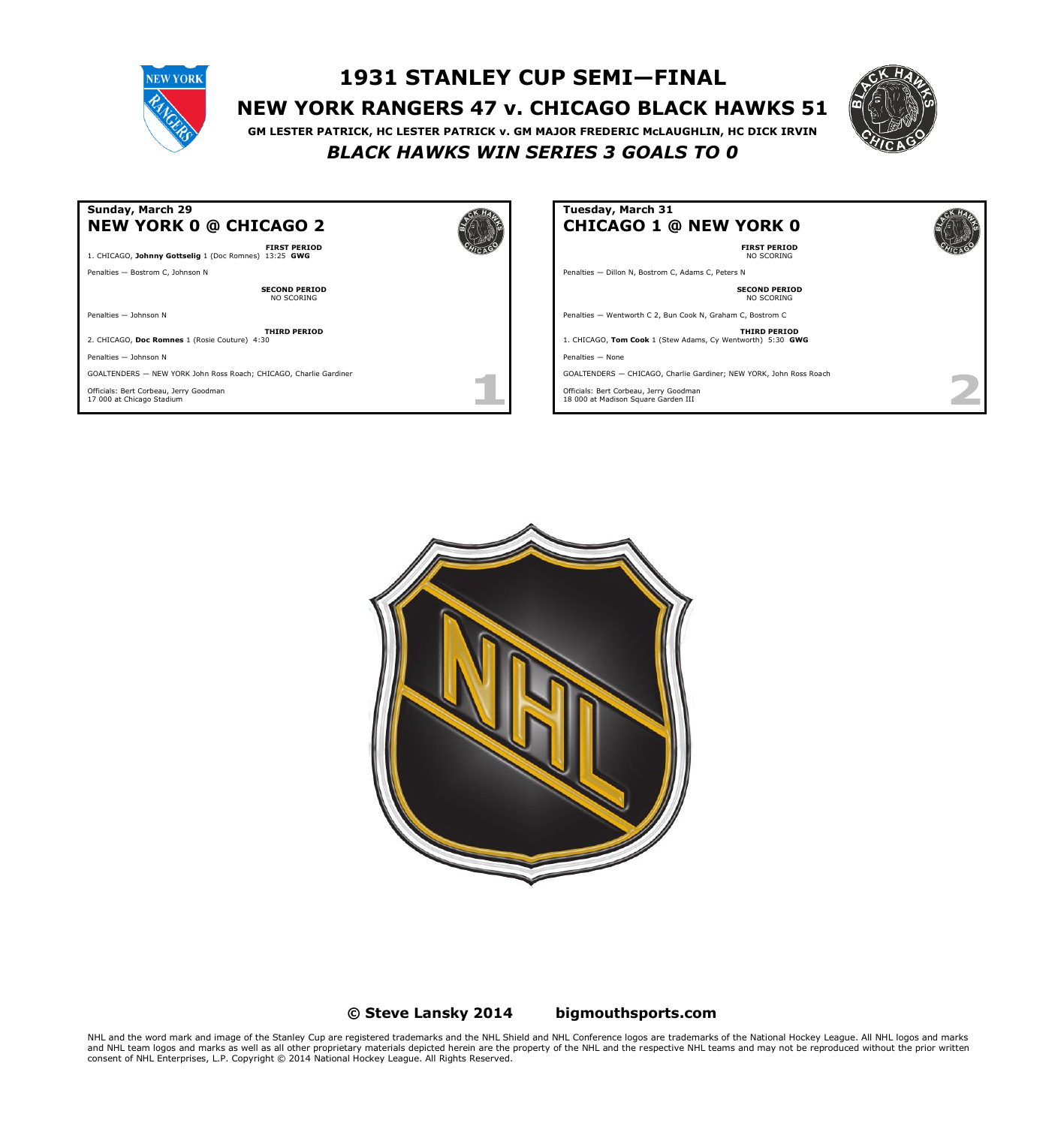# 1931 STANLEY CUP SEMI—FINAL

## NEW YORK RANGERS 47 v. CHICAGO BLACK HAWKS 51

**GM LESTER PATRICK, HC LESTER PATRICK v. GM MAJOR FREDERIC McLAUGHLIN, HC DICK IRVIN**

***BLACK HAWKS WIN SERIES 3 GOALS TO 0***

### Sunday, March 29
### NEW YORK 0 @ CHICAGO 2

**FIRST PERIOD**

1. CHICAGO, **Johnny Gottselig** 1 (Doc Romnes) 13:25 **GWG**

Penalties — Bostrom C, Johnson N

**SECOND PERIOD**

NO SCORING

Penalties — Johnson N

**THIRD PERIOD**

2. CHICAGO, **Doc Romnes** 1 (Rosie Couture) 4:30

Penalties — Johnson N

GOALTENDERS — NEW YORK John Ross Roach; CHICAGO, Charlie Gardiner

Officials: Bert Corbeau, Jerry Goodman
17 000 at Chicago Stadium

1

### Tuesday, March 31
### CHICAGO 1 @ NEW YORK 0

**FIRST PERIOD**

NO SCORING

Penalties — Dillon N, Bostrom C, Adams C, Peters N

**SECOND PERIOD**

NO SCORING

Penalties — Wentworth C 2, Bun Cook N, Graham C, Bostrom C

**THIRD PERIOD**

1. CHICAGO, **Tom Cook** 1 (Stew Adams, Cy Wentworth) 5:30 **GWG**

Penalties — None

GOALTENDERS — CHICAGO, Charlie Gardiner; NEW YORK, John Ross Roach

Officials: Bert Corbeau, Jerry Goodman
18 000 at Madison Square Garden III

2

**© Steve Lansky 2014** **bigmouthsports.com**

NHL and the word mark and image of the Stanley Cup are registered trademarks and the NHL Shield and NHL Conference logos are trademarks of the National Hockey League. All NHL logos and marks and NHL team logos and marks as well as all other proprietary materials depicted herein are the property of the NHL and the respective NHL teams and may not be reproduced without the prior written consent of NHL Enterprises, L.P. Copyright © 2014 National Hockey League. All Rights Reserved.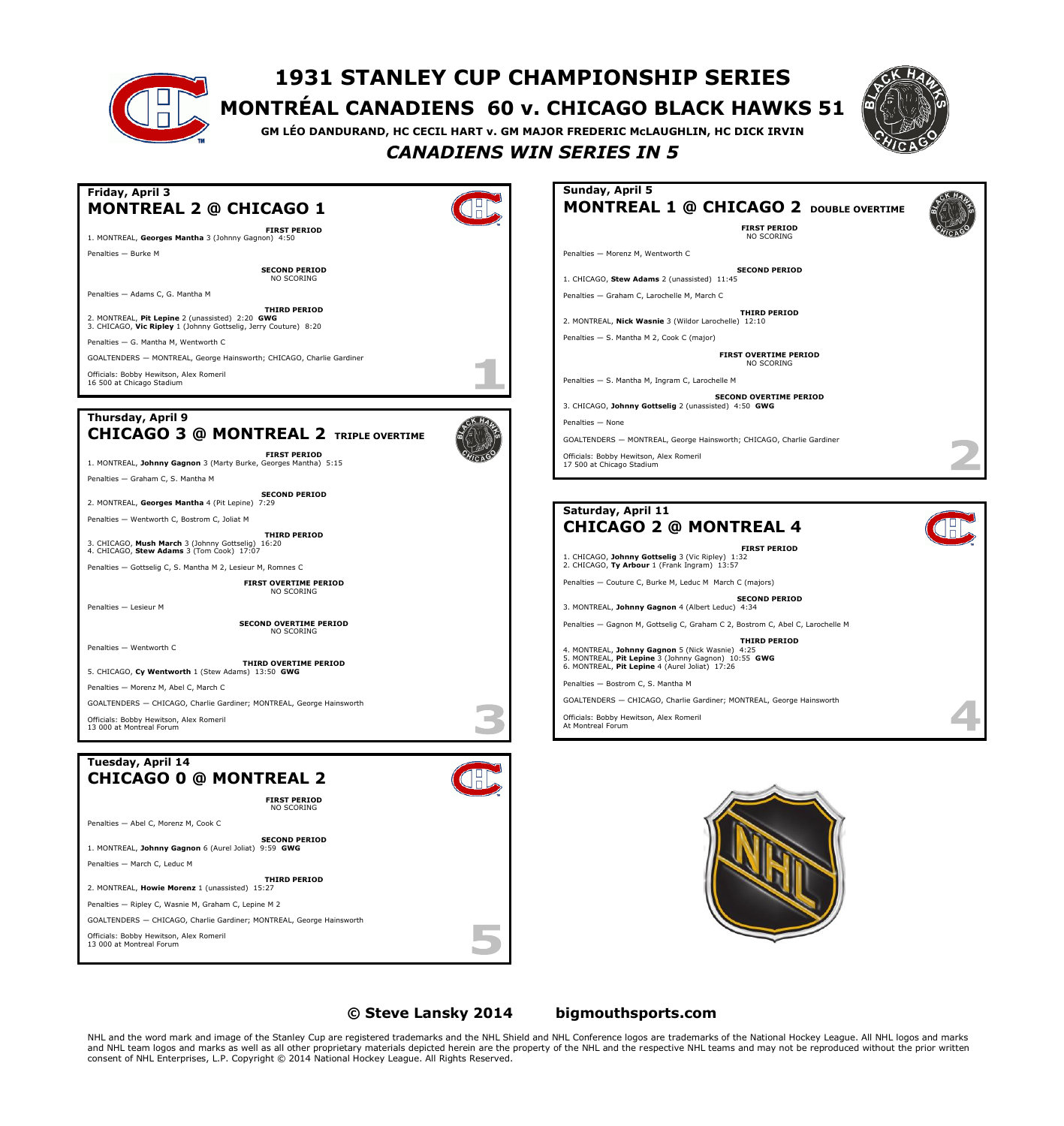# 1931 STANLEY CUP CHAMPIONSHIP SERIES

## MONTRÉAL CANADIENS 60 v. CHICAGO BLACK HAWKS 51

**GM LÉO DANDURAND, HC CECIL HART v. GM MAJOR FREDERIC McLAUGHLIN, HC DICK IRVIN**

***CANADIENS WIN SERIES IN 5***

---

### Friday, April 3
## MONTREAL 2 @ CHICAGO 1

**FIRST PERIOD**

1. MONTREAL, **Georges Mantha** 3 (Johnny Gagnon) 4:50

Penalties — Burke M

**SECOND PERIOD**
NO SCORING

Penalties — Adams C, G. Mantha M

**THIRD PERIOD**

2. MONTREAL, **Pit Lepine** 2 (unassisted) 2:20 **GWG**
3. CHICAGO, **Vic Ripley** 1 (Johnny Gottselig, Jerry Couture) 8:20

Penalties — G. Mantha M, Wentworth C

GOALTENDERS — MONTREAL, George Hainsworth; CHICAGO, Charlie Gardiner

Officials: Bobby Hewitson, Alex Romeril
16 500 at Chicago Stadium

1

---

### Sunday, April 5
## MONTREAL 1 @ CHICAGO 2 DOUBLE OVERTIME

**FIRST PERIOD**
NO SCORING

Penalties — Morenz M, Wentworth C

**SECOND PERIOD**

1. CHICAGO, **Stew Adams** 2 (unassisted) 11:45

Penalties — Graham C, Larochelle M, March C

**THIRD PERIOD**

2. MONTREAL, **Nick Wasnie** 3 (Wildor Larochelle) 12:10

Penalties — S. Mantha M 2, Cook C (major)

**FIRST OVERTIME PERIOD**
NO SCORING

Penalties — S. Mantha M, Ingram C, Larochelle M

**SECOND OVERTIME PERIOD**

3. CHICAGO, **Johnny Gottselig** 2 (unassisted) 4:50 **GWG**

Penalties — None

GOALTENDERS — MONTREAL, George Hainsworth; CHICAGO, Charlie Gardiner

Officials: Bobby Hewitson, Alex Romeril
17 500 at Chicago Stadium

2

---

### Thursday, April 9
## CHICAGO 3 @ MONTREAL 2 TRIPLE OVERTIME

**FIRST PERIOD**

1. MONTREAL, **Johnny Gagnon** 3 (Marty Burke, Georges Mantha) 5:15

Penalties — Graham C, S. Mantha M

**SECOND PERIOD**

2. MONTREAL, **Georges Mantha** 4 (Pit Lepine) 7:29

Penalties — Wentworth C, Bostrom C, Joliat M

**THIRD PERIOD**

3. CHICAGO, **Mush March** 3 (Johnny Gottselig) 16:20
4. CHICAGO, **Stew Adams** 3 (Tom Cook) 17:07

Penalties — Gottselig C, S. Mantha M 2, Lesieur M, Romnes C

**FIRST OVERTIME PERIOD**
NO SCORING

Penalties — Lesieur M

**SECOND OVERTIME PERIOD**
NO SCORING

Penalties — Wentworth C

**THIRD OVERTIME PERIOD**

5. CHICAGO, **Cy Wentworth** 1 (Stew Adams) 13:50 **GWG**

Penalties — Morenz M, Abel C, March C

GOALTENDERS — CHICAGO, Charlie Gardiner; MONTREAL, George Hainsworth

Officials: Bobby Hewitson, Alex Romeril
13 000 at Montreal Forum

3

---

### Saturday, April 11
## CHICAGO 2 @ MONTREAL 4

**FIRST PERIOD**

1. CHICAGO, **Johnny Gottselig** 3 (Vic Ripley) 1:32
2. CHICAGO, **Ty Arbour** 1 (Frank Ingram) 13:57

Penalties — Couture C, Burke M, Leduc M March C (majors)

**SECOND PERIOD**

3. MONTREAL, **Johnny Gagnon** 4 (Albert Leduc) 4:34

Penalties — Gagnon M, Gottselig C, Graham C 2, Bostrom C, Abel C, Larochelle M

**THIRD PERIOD**

4. MONTREAL, **Johnny Gagnon** 5 (Nick Wasnie) 4:25
5. MONTREAL, **Pit Lepine** 3 (Johnny Gagnon) 10:55 **GWG**
6. MONTREAL, **Pit Lepine** 4 (Aurel Joliat) 17:26

Penalties — Bostrom C, S. Mantha M

GOALTENDERS — CHICAGO, Charlie Gardiner; MONTREAL, George Hainsworth

Officials: Bobby Hewitson, Alex Romeril
At Montreal Forum

4

---

### Tuesday, April 14
## CHICAGO 0 @ MONTREAL 2

**FIRST PERIOD**
NO SCORING

Penalties — Abel C, Morenz M, Cook C

**SECOND PERIOD**

1. MONTREAL, **Johnny Gagnon** 6 (Aurel Joliat) 9:59 **GWG**

Penalties — March C, Leduc M

**THIRD PERIOD**

2. MONTREAL, **Howie Morenz** 1 (unassisted) 15:27

Penalties — Ripley C, Wasnie M, Graham C, Lepine M 2

GOALTENDERS — CHICAGO, Charlie Gardiner; MONTREAL, George Hainsworth

Officials: Bobby Hewitson, Alex Romeril
13 000 at Montreal Forum

5

---

**© Steve Lansky 2014 bigmouthsports.com**

NHL and the word mark and image of the Stanley Cup are registered trademarks and the NHL Shield and NHL Conference logos are trademarks of the National Hockey League. All NHL logos and marks and NHL team logos and marks as well as all other proprietary materials depicted herein are the property of the NHL and the respective NHL teams and may not be reproduced without the prior written consent of NHL Enterprises, L.P. Copyright © 2014 National Hockey League. All Rights Reserved.